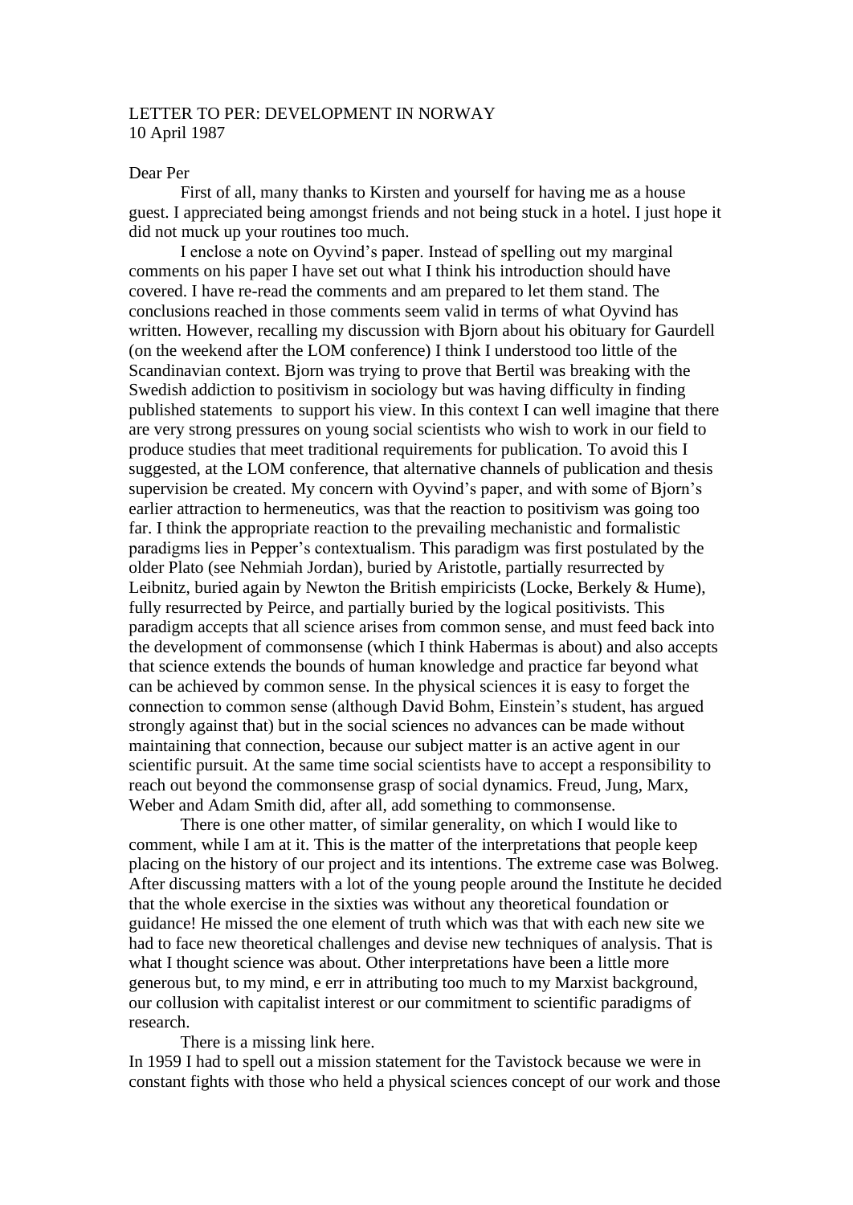LETTER TO PER: DEVELOPMENT IN NORWAY
10 April 1987

Dear Per

First of all, many thanks to Kirsten and yourself for having me as a house guest. I appreciated being amongst friends and not being stuck in a hotel. I just hope it did not muck up your routines too much.

I enclose a note on Oyvind's paper. Instead of spelling out my marginal comments on his paper I have set out what I think his introduction should have covered. I have re-read the comments and am prepared to let them stand. The conclusions reached in those comments seem valid in terms of what Oyvind has written. However, recalling my discussion with Bjorn about his obituary for Gaurdell (on the weekend after the LOM conference) I think I understood too little of the Scandinavian context. Bjorn was trying to prove that Bertil was breaking with the Swedish addiction to positivism in sociology but was having difficulty in finding published statements to support his view. In this context I can well imagine that there are very strong pressures on young social scientists who wish to work in our field to produce studies that meet traditional requirements for publication. To avoid this I suggested, at the LOM conference, that alternative channels of publication and thesis supervision be created. My concern with Oyvind's paper, and with some of Bjorn's earlier attraction to hermeneutics, was that the reaction to positivism was going too far. I think the appropriate reaction to the prevailing mechanistic and formalistic paradigms lies in Pepper's contextualism. This paradigm was first postulated by the older Plato (see Nehmiah Jordan), buried by Aristotle, partially resurrected by Leibnitz, buried again by Newton the British empiricists (Locke, Berkely & Hume), fully resurrected by Peirce, and partially buried by the logical positivists. This paradigm accepts that all science arises from common sense, and must feed back into the development of commonsense (which I think Habermas is about) and also accepts that science extends the bounds of human knowledge and practice far beyond what can be achieved by common sense. In the physical sciences it is easy to forget the connection to common sense (although David Bohm, Einstein's student, has argued strongly against that) but in the social sciences no advances can be made without maintaining that connection, because our subject matter is an active agent in our scientific pursuit. At the same time social scientists have to accept a responsibility to reach out beyond the commonsense grasp of social dynamics. Freud, Jung, Marx, Weber and Adam Smith did, after all, add something to commonsense.

There is one other matter, of similar generality, on which I would like to comment, while I am at it. This is the matter of the interpretations that people keep placing on the history of our project and its intentions. The extreme case was Bolweg. After discussing matters with a lot of the young people around the Institute he decided that the whole exercise in the sixties was without any theoretical foundation or guidance! He missed the one element of truth which was that with each new site we had to face new theoretical challenges and devise new techniques of analysis. That is what I thought science was about. Other interpretations have been a little more generous but, to my mind, e err in attributing too much to my Marxist background, our collusion with capitalist interest or our commitment to scientific paradigms of research.

There is a missing link here.

In 1959 I had to spell out a mission statement for the Tavistock because we were in constant fights with those who held a physical sciences concept of our work and those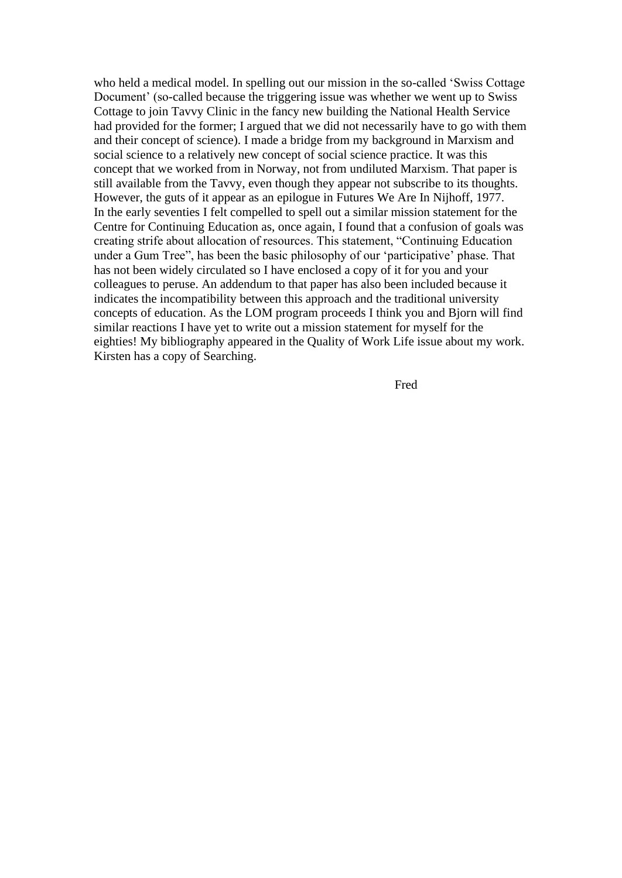who held a medical model. In spelling out our mission in the so-called 'Swiss Cottage Document' (so-called because the triggering issue was whether we went up to Swiss Cottage to join Tavvy Clinic in the fancy new building the National Health Service had provided for the former; I argued that we did not necessarily have to go with them and their concept of science). I made a bridge from my background in Marxism and social science to a relatively new concept of social science practice. It was this concept that we worked from in Norway, not from undiluted Marxism. That paper is still available from the Tavvy, even though they appear not subscribe to its thoughts. However, the guts of it appear as an epilogue in Futures We Are In Nijhoff, 1977.
In the early seventies I felt compelled to spell out a similar mission statement for the Centre for Continuing Education as, once again, I found that a confusion of goals was creating strife about allocation of resources. This statement, "Continuing Education under a Gum Tree", has been the basic philosophy of our 'participative' phase. That has not been widely circulated so I have enclosed a copy of it for you and your colleagues to peruse. An addendum to that paper has also been included because it indicates the incompatibility between this approach and the traditional university concepts of education. As the LOM program proceeds I think you and Bjorn will find similar reactions I have yet to write out a mission statement for myself for the eighties! My bibliography appeared in the Quality of Work Life issue about my work. Kirsten has a copy of Searching.

Fred